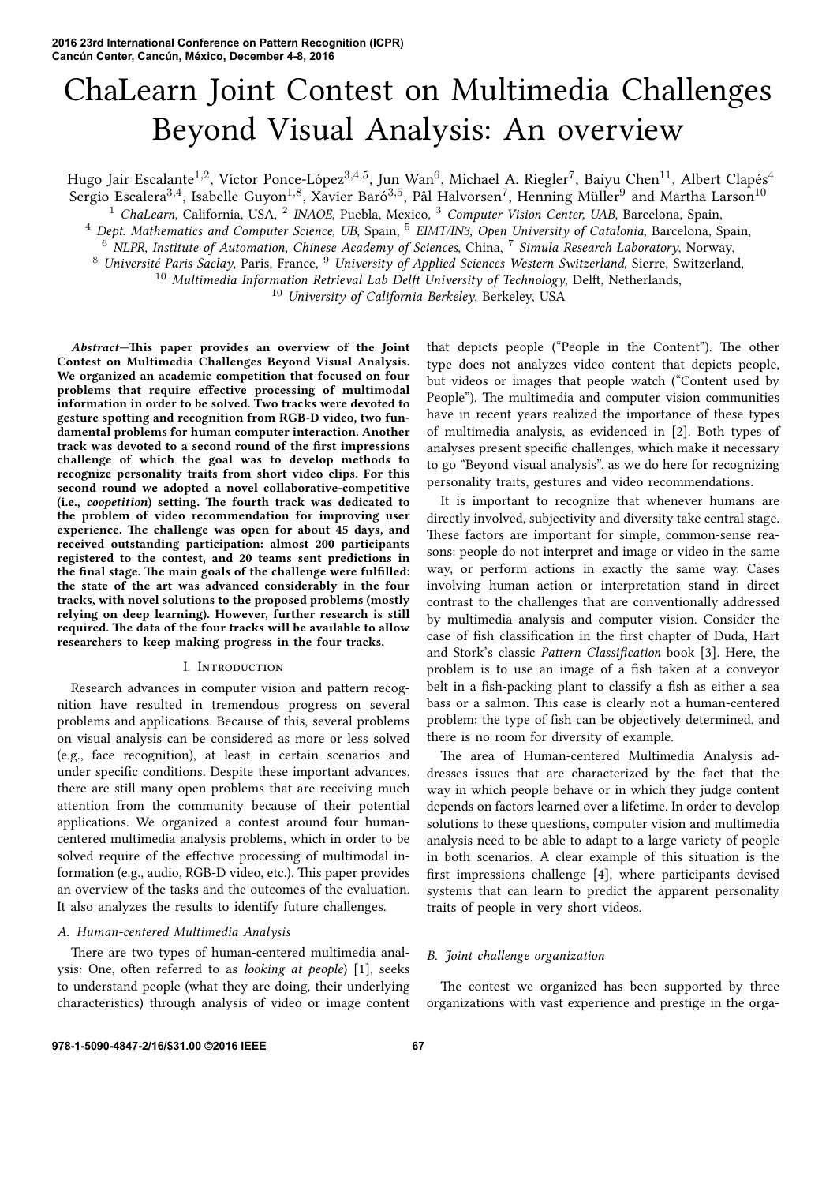# ChaLearn Joint Contest on Multimedia Challenges Beyond Visual Analysis: An overview

Hugo Jair Escalante[1,2], Víctor Ponce-López[3,4,5], Jun Wan[6], Michael A. Riegler[7], Baiyu Chen[11], Albert Clapés[4]
Sergio Escalera[3,4], Isabelle Guyon[1,8], Xavier Baró[3,5], Pål Halvorsen[7], Henning Müller[9] and Martha Larson[10]

[1] *ChaLearn*, California, USA, [2] *INAOE*, Puebla, Mexico, [3] *Computer Vision Center, UAB*, Barcelona, Spain,
[4] *Dept. Mathematics and Computer Science, UB*, Spain, [5] *EIMT/IN3, Open University of Catalonia*, Barcelona, Spain,
[6] *NLPR, Institute of Automation, Chinese Academy of Sciences*, China, [7] *Simula Research Laboratory*, Norway,
[8] *Université Paris-Saclay*, Paris, France, [9] *University of Applied Sciences Western Switzerland*, Sierre, Switzerland,
[10] *Multimedia Information Retrieval Lab Delft University of Technology*, Delft, Netherlands,
[10] *University of California Berkeley*, Berkeley, USA

***Abstract*—This paper provides an overview of the Joint Contest on Multimedia Challenges Beyond Visual Analysis. We organized an academic competition that focused on four problems that require effective processing of multimodal information in order to be solved. Two tracks were devoted to gesture spotting and recognition from RGB-D video, two fundamental problems for human computer interaction. Another track was devoted to a second round of the first impressions challenge of which the goal was to develop methods to recognize personality traits from short video clips. For this second round we adopted a novel collaborative-competitive (i.e., *coopetition*) setting. The fourth track was dedicated to the problem of video recommendation for improving user experience. The challenge was open for about 45 days, and received outstanding participation: almost 200 participants registered to the contest, and 20 teams sent predictions in the final stage. The main goals of the challenge were fulfilled: the state of the art was advanced considerably in the four tracks, with novel solutions to the proposed problems (mostly relying on deep learning). However, further research is still required. The data of the four tracks will be available to allow researchers to keep making progress in the four tracks.**

## I. Introduction

Research advances in computer vision and pattern recognition have resulted in tremendous progress on several problems and applications. Because of this, several problems on visual analysis can be considered as more or less solved (e.g., face recognition), at least in certain scenarios and under specific conditions. Despite these important advances, there are still many open problems that are receiving much attention from the community because of their potential applications. We organized a contest around four human-centered multimedia analysis problems, which in order to be solved require of the effective processing of multimodal information (e.g., audio, RGB-D video, etc.). This paper provides an overview of the tasks and the outcomes of the evaluation. It also analyzes the results to identify future challenges.

### A. Human-centered Multimedia Analysis

There are two types of human-centered multimedia analysis: One, often referred to as *looking at people*) [1], seeks to understand people (what they are doing, their underlying characteristics) through analysis of video or image content that depicts people ("People in the Content"). The other type does not analyzes video content that depicts people, but videos or images that people watch ("Content used by People"). The multimedia and computer vision communities have in recent years realized the importance of these types of multimedia analysis, as evidenced in [2]. Both types of analyses present specific challenges, which make it necessary to go "Beyond visual analysis", as we do here for recognizing personality traits, gestures and video recommendations.

It is important to recognize that whenever humans are directly involved, subjectivity and diversity take central stage. These factors are important for simple, common-sense reasons: people do not interpret and image or video in the same way, or perform actions in exactly the same way. Cases involving human action or interpretation stand in direct contrast to the challenges that are conventionally addressed by multimedia analysis and computer vision. Consider the case of fish classification in the first chapter of Duda, Hart and Stork's classic *Pattern Classification* book [3]. Here, the problem is to use an image of a fish taken at a conveyor belt in a fish-packing plant to classify a fish as either a sea bass or a salmon. This case is clearly not a human-centered problem: the type of fish can be objectively determined, and there is no room for diversity of example.

The area of Human-centered Multimedia Analysis addresses issues that are characterized by the fact that the way in which people behave or in which they judge content depends on factors learned over a lifetime. In order to develop solutions to these questions, computer vision and multimedia analysis need to be able to adapt to a large variety of people in both scenarios. A clear example of this situation is the first impressions challenge [4], where participants devised systems that can learn to predict the apparent personality traits of people in very short videos.

### B. Joint challenge organization

The contest we organized has been supported by three organizations with vast experience and prestige in the orga-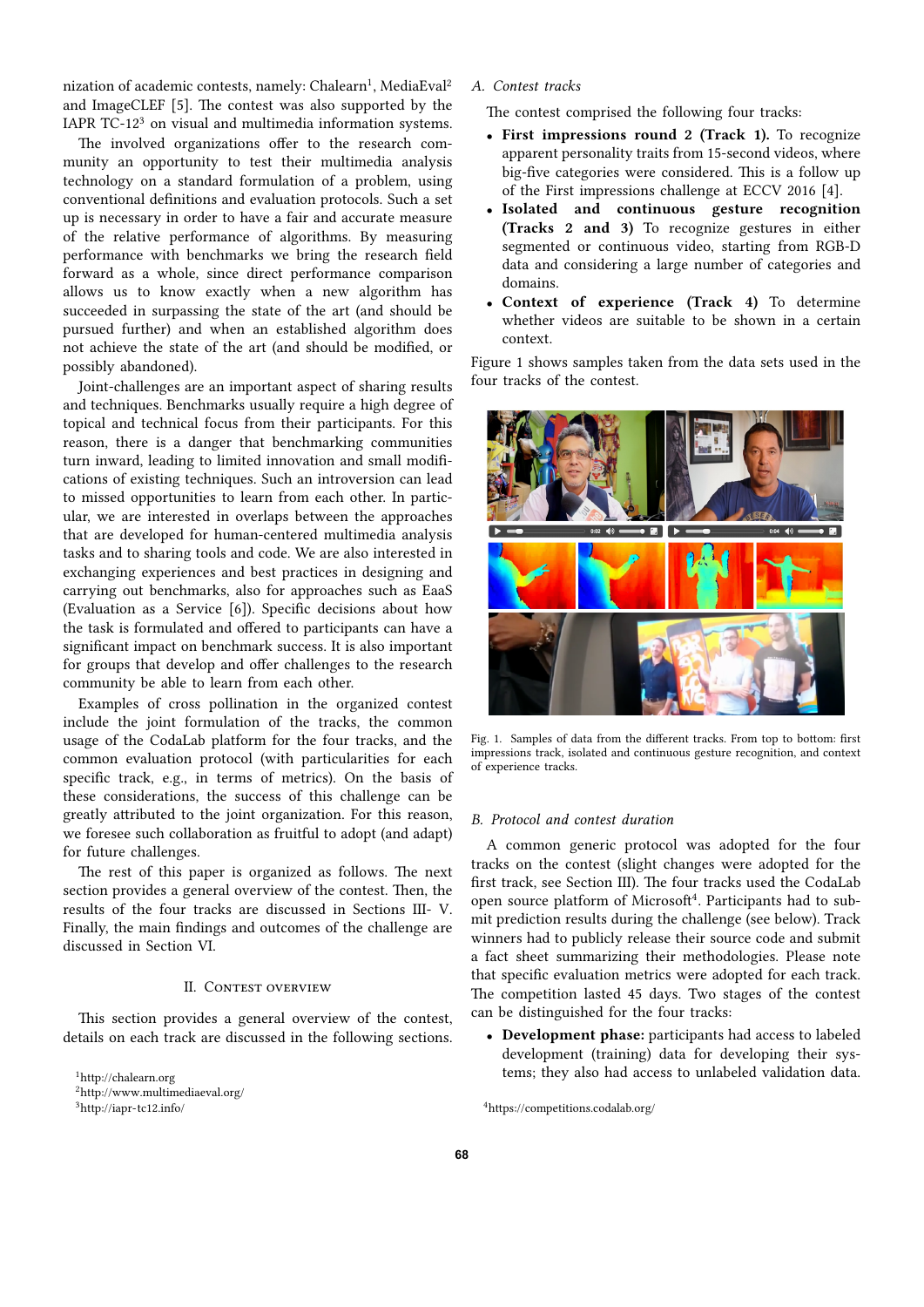nization of academic contests, namely: Chalearn[1], MediaEval[2] and ImageCLEF [5]. The contest was also supported by the IAPR TC-12[3] on visual and multimedia information systems.

The involved organizations offer to the research community an opportunity to test their multimedia analysis technology on a standard formulation of a problem, using conventional definitions and evaluation protocols. Such a set up is necessary in order to have a fair and accurate measure of the relative performance of algorithms. By measuring performance with benchmarks we bring the research field forward as a whole, since direct performance comparison allows us to know exactly when a new algorithm has succeeded in surpassing the state of the art (and should be pursued further) and when an established algorithm does not achieve the state of the art (and should be modified, or possibly abandoned).

Joint-challenges are an important aspect of sharing results and techniques. Benchmarks usually require a high degree of topical and technical focus from their participants. For this reason, there is a danger that benchmarking communities turn inward, leading to limited innovation and small modifications of existing techniques. Such an introversion can lead to missed opportunities to learn from each other. In particular, we are interested in overlaps between the approaches that are developed for human-centered multimedia analysis tasks and to sharing tools and code. We are also interested in exchanging experiences and best practices in designing and carrying out benchmarks, also for approaches such as EaaS (Evaluation as a Service [6]). Specific decisions about how the task is formulated and offered to participants can have a significant impact on benchmark success. It is also important for groups that develop and offer challenges to the research community be able to learn from each other.

Examples of cross pollination in the organized contest include the joint formulation of the tracks, the common usage of the CodaLab platform for the four tracks, and the common evaluation protocol (with particularities for each specific track, e.g., in terms of metrics). On the basis of these considerations, the success of this challenge can be greatly attributed to the joint organization. For this reason, we foresee such collaboration as fruitful to adopt (and adapt) for future challenges.

The rest of this paper is organized as follows. The next section provides a general overview of the contest. Then, the results of the four tracks are discussed in Sections III- V. Finally, the main findings and outcomes of the challenge are discussed in Section VI.

## II. Contest overview

This section provides a general overview of the contest, details on each track are discussed in the following sections.

[1]http://chalearn.org
[2]http://www.multimediaeval.org/
[3]http://iapr-tc12.info/

### A. Contest tracks

The contest comprised the following four tracks:

- **First impressions round 2 (Track 1).** To recognize apparent personality traits from 15-second videos, where big-five categories were considered. This is a follow up of the First impressions challenge at ECCV 2016 [4].
- **Isolated and continuous gesture recognition (Tracks 2 and 3)** To recognize gestures in either segmented or continuous video, starting from RGB-D data and considering a large number of categories and domains.
- **Context of experience (Track 4)** To determine whether videos are suitable to be shown in a certain context.

Figure 1 shows samples taken from the data sets used in the four tracks of the contest.

Fig. 1. Samples of data from the different tracks. From top to bottom: first impressions track, isolated and continuous gesture recognition, and context of experience tracks.

### B. Protocol and contest duration

A common generic protocol was adopted for the four tracks on the contest (slight changes were adopted for the first track, see Section III). The four tracks used the CodaLab open source platform of Microsoft[4]. Participants had to submit prediction results during the challenge (see below). Track winners had to publicly release their source code and submit a fact sheet summarizing their methodologies. Please note that specific evaluation metrics were adopted for each track. The competition lasted 45 days. Two stages of the contest can be distinguished for the four tracks:

- **Development phase:** participants had access to labeled development (training) data for developing their systems; they also had access to unlabeled validation data.

[4]https://competitions.codalab.org/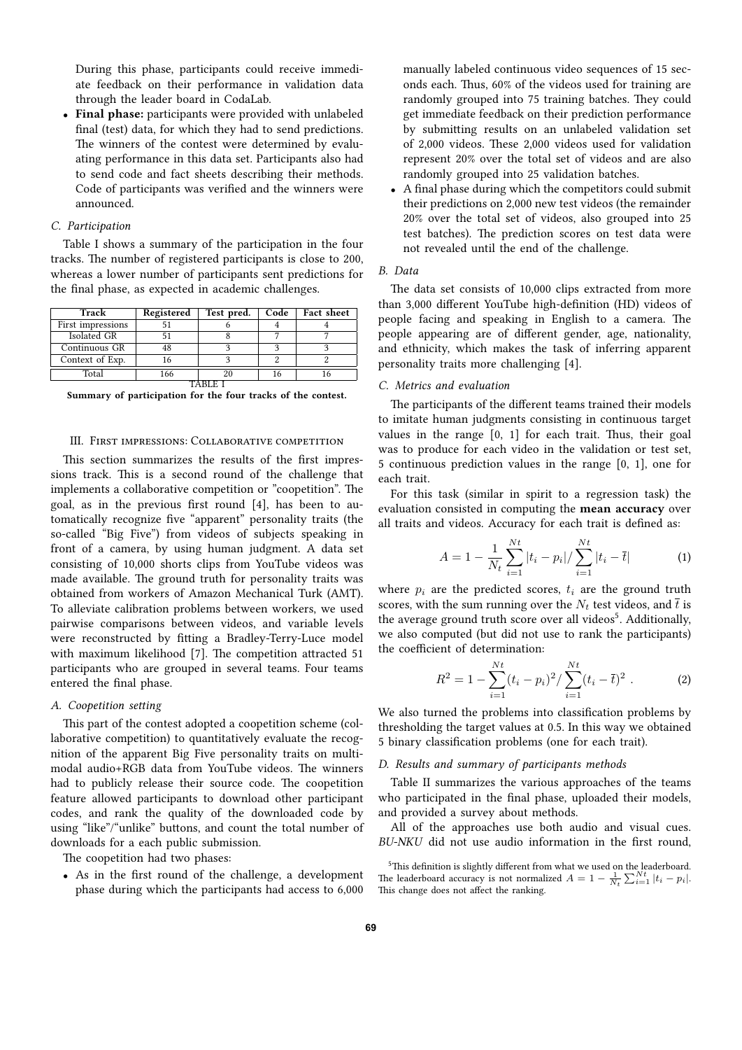During this phase, participants could receive immediate feedback on their performance in validation data through the leader board in CodaLab.

- **Final phase:** participants were provided with unlabeled final (test) data, for which they had to send predictions. The winners of the contest were determined by evaluating performance in this data set. Participants also had to send code and fact sheets describing their methods. Code of participants was verified and the winners were announced.

### C. Participation

Table I shows a summary of the participation in the four tracks. The number of registered participants is close to 200, whereas a lower number of participants sent predictions for the final phase, as expected in academic challenges.

| Track | Registered | Test pred. | Code | Fact sheet |
|---|---|---|---|---|
| First impressions | 51 | 6 | 4 | 4 |
| Isolated GR | 51 | 8 | 7 | 7 |
| Continuous GR | 48 | 3 | 3 | 3 |
| Context of Exp. | 16 | 3 | 2 | 2 |
| Total | 166 | 20 | 16 | 16 |

TABLE I
**Summary of participation for the four tracks of the contest.**

## III. First impressions: Collaborative competition

This section summarizes the results of the first impressions track. This is a second round of the challenge that implements a collaborative competition or "coopetition". The goal, as in the previous first round [4], has been to automatically recognize five "apparent" personality traits (the so-called "Big Five") from videos of subjects speaking in front of a camera, by using human judgment. A data set consisting of 10,000 shorts clips from YouTube videos was made available. The ground truth for personality traits was obtained from workers of Amazon Mechanical Turk (AMT). To alleviate calibration problems between workers, we used pairwise comparisons between videos, and variable levels were reconstructed by fitting a Bradley-Terry-Luce model with maximum likelihood [7]. The competition attracted 51 participants who are grouped in several teams. Four teams entered the final phase.

### A. Coopetition setting

This part of the contest adopted a coopetition scheme (collaborative competition) to quantitatively evaluate the recognition of the apparent Big Five personality traits on multimodal audio+RGB data from YouTube videos. The winners had to publicly release their source code. The coopetition feature allowed participants to download other participant codes, and rank the quality of the downloaded code by using "like"/"unlike" buttons, and count the total number of downloads for a each public submission.

The coopetition had two phases:

- As in the first round of the challenge, a development phase during which the participants had access to 6,000 manually labeled continuous video sequences of 15 seconds each. Thus, 60% of the videos used for training are randomly grouped into 75 training batches. They could get immediate feedback on their prediction performance by submitting results on an unlabeled validation set of 2,000 videos. These 2,000 videos used for validation represent 20% over the total set of videos and are also randomly grouped into 25 validation batches.
- A final phase during which the competitors could submit their predictions on 2,000 new test videos (the remainder 20% over the total set of videos, also grouped into 25 test batches). The prediction scores on test data were not revealed until the end of the challenge.

### B. Data

The data set consists of 10,000 clips extracted from more than 3,000 different YouTube high-definition (HD) videos of people facing and speaking in English to a camera. The people appearing are of different gender, age, nationality, and ethnicity, which makes the task of inferring apparent personality traits more challenging [4].

### C. Metrics and evaluation

The participants of the different teams trained their models to imitate human judgments consisting in continuous target values in the range [0, 1] for each trait. Thus, their goal was to produce for each video in the validation or test set, 5 continuous prediction values in the range [0, 1], one for each trait.

For this task (similar in spirit to a regression task) the evaluation consisted in computing the **mean accuracy** over all traits and videos. Accuracy for each trait is defined as:

$$A = 1 - \frac{1}{N_t} \sum_{i=1}^{Nt} |t_i - p_i| / \sum_{i=1}^{Nt} |t_i - \bar{t}| \tag{1}$$

where $p_i$ are the predicted scores, $t_i$ are the ground truth scores, with the sum running over the $N_t$ test videos, and $\bar{t}$ is the average ground truth score over all videos[5]. Additionally, we also computed (but did not use to rank the participants) the coefficient of determination:

$$R^2 = 1 - \sum_{i=1}^{Nt} (t_i - p_i)^2 / \sum_{i=1}^{Nt} (t_i - \bar{t})^2 \ . \tag{2}$$

We also turned the problems into classification problems by thresholding the target values at 0.5. In this way we obtained 5 binary classification problems (one for each trait).

### D. Results and summary of participants methods

Table II summarizes the various approaches of the teams who participated in the final phase, uploaded their models, and provided a survey about methods.

All of the approaches use both audio and visual cues. *BU-NKU* did not use audio information in the first round,

[5]This definition is slightly different from what we used on the leaderboard. The leaderboard accuracy is not normalized $A = 1 - \frac{1}{N_t} \sum_{i=1}^{Nt} |t_i - p_i|$. This change does not affect the ranking.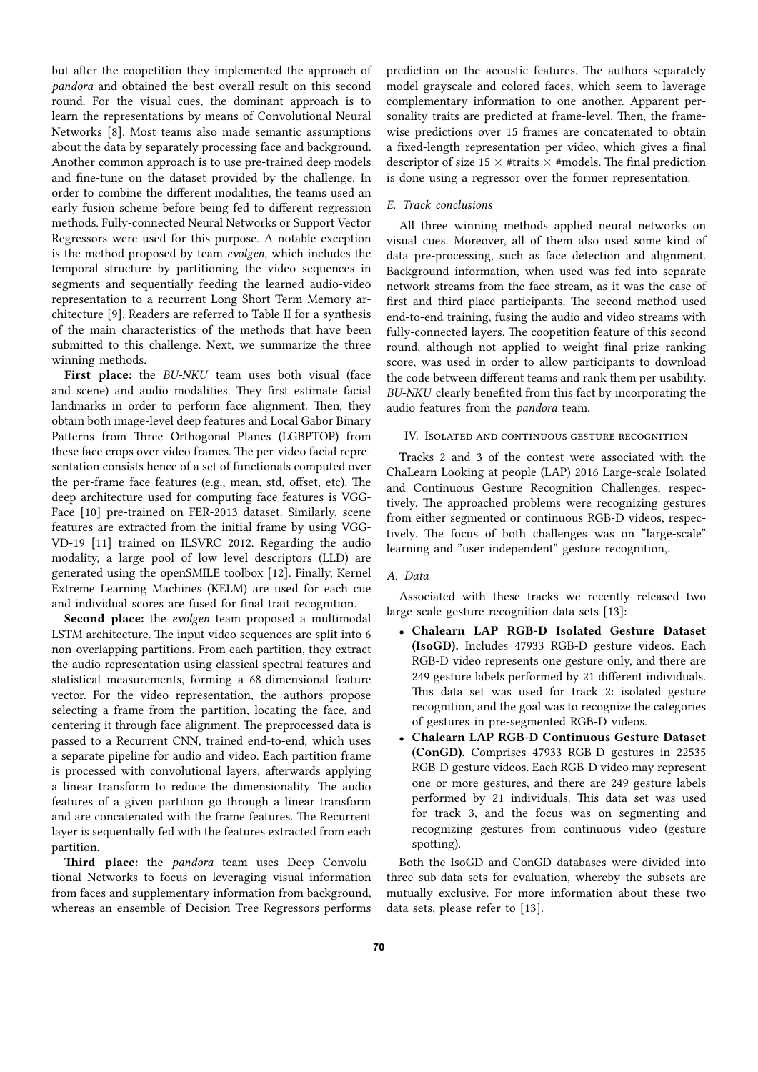but after the coopetition they implemented the approach of *pandora* and obtained the best overall result on this second round. For the visual cues, the dominant approach is to learn the representations by means of Convolutional Neural Networks [8]. Most teams also made semantic assumptions about the data by separately processing face and background. Another common approach is to use pre-trained deep models and fine-tune on the dataset provided by the challenge. In order to combine the different modalities, the teams used an early fusion scheme before being fed to different regression methods. Fully-connected Neural Networks or Support Vector Regressors were used for this purpose. A notable exception is the method proposed by team *evolgen*, which includes the temporal structure by partitioning the video sequences in segments and sequentially feeding the learned audio-video representation to a recurrent Long Short Term Memory architecture [9]. Readers are referred to Table II for a synthesis of the main characteristics of the methods that have been submitted to this challenge. Next, we summarize the three winning methods.

**First place:** the *BU-NKU* team uses both visual (face and scene) and audio modalities. They first estimate facial landmarks in order to perform face alignment. Then, they obtain both image-level deep features and Local Gabor Binary Patterns from Three Orthogonal Planes (LGBPTOP) from these face crops over video frames. The per-video facial representation consists hence of a set of functionals computed over the per-frame face features (e.g., mean, std, offset, etc). The deep architecture used for computing face features is VGG-Face [10] pre-trained on FER-2013 dataset. Similarly, scene features are extracted from the initial frame by using VGG-VD-19 [11] trained on ILSVRC 2012. Regarding the audio modality, a large pool of low level descriptors (LLD) are generated using the openSMILE toolbox [12]. Finally, Kernel Extreme Learning Machines (KELM) are used for each cue and individual scores are fused for final trait recognition.

**Second place:** the *evolgen* team proposed a multimodal LSTM architecture. The input video sequences are split into 6 non-overlapping partitions. From each partition, they extract the audio representation using classical spectral features and statistical measurements, forming a 68-dimensional feature vector. For the video representation, the authors propose selecting a frame from the partition, locating the face, and centering it through face alignment. The preprocessed data is passed to a Recurrent CNN, trained end-to-end, which uses a separate pipeline for audio and video. Each partition frame is processed with convolutional layers, afterwards applying a linear transform to reduce the dimensionality. The audio features of a given partition go through a linear transform and are concatenated with the frame features. The Recurrent layer is sequentially fed with the features extracted from each partition.

**Third place:** the *pandora* team uses Deep Convolutional Networks to focus on leveraging visual information from faces and supplementary information from background, whereas an ensemble of Decision Tree Regressors performs prediction on the acoustic features. The authors separately model grayscale and colored faces, which seem to laverage complementary information to one another. Apparent personality traits are predicted at frame-level. Then, the frame-wise predictions over 15 frames are concatenated to obtain a fixed-length representation per video, which gives a final descriptor of size $15 \times$ #traits $\times$ #models. The final prediction is done using a regressor over the former representation.

### *E. Track conclusions*

All three winning methods applied neural networks on visual cues. Moreover, all of them also used some kind of data pre-processing, such as face detection and alignment. Background information, when used was fed into separate network streams from the face stream, as it was the case of first and third place participants. The second method used end-to-end training, fusing the audio and video streams with fully-connected layers. The coopetition feature of this second round, although not applied to weight final prize ranking score, was used in order to allow participants to download the code between different teams and rank them per usability. *BU-NKU* clearly benefited from this fact by incorporating the audio features from the *pandora* team.

## IV. Isolated and continuous gesture recognition

Tracks 2 and 3 of the contest were associated with the ChaLearn Looking at people (LAP) 2016 Large-scale Isolated and Continuous Gesture Recognition Challenges, respectively. The approached problems were recognizing gestures from either segmented or continuous RGB-D videos, respectively. The focus of both challenges was on "large-scale" learning and "user independent" gesture recognition,.

### *A. Data*

Associated with these tracks we recently released two large-scale gesture recognition data sets [13]:

- **Chalearn LAP RGB-D Isolated Gesture Dataset (IsoGD).** Includes 47933 RGB-D gesture videos. Each RGB-D video represents one gesture only, and there are 249 gesture labels performed by 21 different individuals. This data set was used for track 2: isolated gesture recognition, and the goal was to recognize the categories of gestures in pre-segmented RGB-D videos.
- **Chalearn LAP RGB-D Continuous Gesture Dataset (ConGD).** Comprises 47933 RGB-D gestures in 22535 RGB-D gesture videos. Each RGB-D video may represent one or more gestures, and there are 249 gesture labels performed by 21 individuals. This data set was used for track 3, and the focus was on segmenting and recognizing gestures from continuous video (gesture spotting).

Both the IsoGD and ConGD databases were divided into three sub-data sets for evaluation, whereby the subsets are mutually exclusive. For more information about these two data sets, please refer to [13].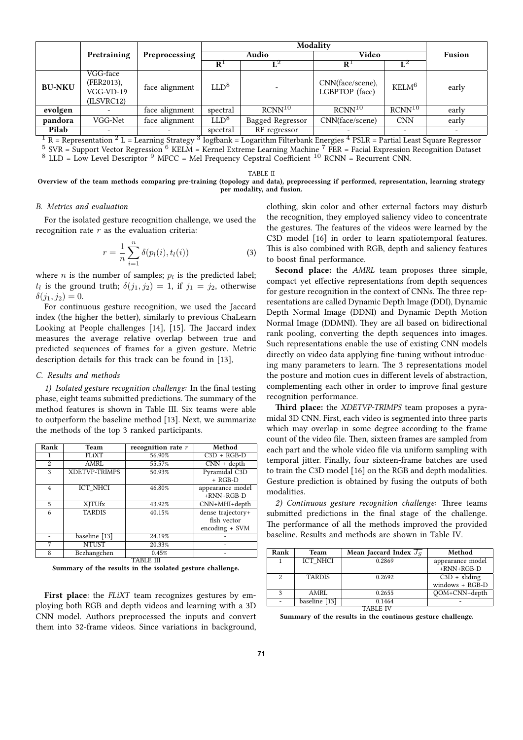|  | Pretraining | Preprocessing | Modality |  |  |  | Fusion |
|---|---|---|---|---|---|---|---|
|  |  |  | Audio |  | Video |  |  |
|  |  |  | R[1] | L[2] | R[1] | L[2] |  |
| **BU-NKU** | VGG-face (FER2013), VGG-VD-19 (ILSVRC12) | face alignment | LLD[8] | - | CNN(face/scene), LGBPTOP (face) | KELM[6] | early |
| **evolgen** | - | face alignment | spectral | RCNN[10] | RCNN[10] | RCNN[10] | early |
| **pandora** | VGG-Net | face alignment | LLD[8] | Bagged Regressor | CNN(face/scene) | CNN | early |
| **Pilab** | - | - | spectral | RF regressor | - | - | - |

[1] R = Representation [2] L = Learning Strategy [3] logfbank = Logarithm Filterbank Energies [4] PSLR = Partial Least Square Regressor
[5] SVR = Support Vector Regression [6] KELM = Kernel Extreme Learning Machine [7] FER = Facial Expression Recognition Dataset
[8] LLD = Low Level Descriptor [9] MFCC = Mel Frequency Cepstral Coefficient [10] RCNN = Recurrent CNN.

TABLE II

**Overview of the team methods comparing pre-training (topology and data), preprocessing if performed, representation, learning strategy per modality, and fusion.**

### B. Metrics and evaluation

For the isolated gesture recognition challenge, we used the recognition rate $r$ as the evaluation criteria:

$$r = \frac{1}{n}\sum_{i=1}^{n}\delta(p_l(i), t_l(i)) \tag{3}$$

where $n$ is the number of samples; $p_l$ is the predicted label; $t_l$ is the ground truth; $\delta(j_1, j_2) = 1$, if $j_1 = j_2$, otherwise $\delta(j_1, j_2) = 0$.

For continuous gesture recognition, we used the Jaccard index (the higher the better), similarly to previous ChaLearn Looking at People challenges [14], [15]. The Jaccard index measures the average relative overlap between true and predicted sequences of frames for a given gesture. Metric description details for this track can be found in [13],

### C. Results and methods

*1) Isolated gesture recognition challenge:* In the final testing phase, eight teams submitted predictions. The summary of the method features is shown in Table III. Six teams were able to outperform the baseline method [13]. Next, we summarize the methods of the top 3 ranked participants.

| Rank | Team | recognition rate $r$ | Method |
|---|---|---|---|
| 1 | FLiXT | 56.90% | C3D + RGB-D |
| 2 | AMRL | 55.57% | CNN + depth |
| 3 | XDETVP-TRIMPS | 50.93% | Pyramidal C3D + RGB-D |
| 4 | ICT_NHCI | 46.80% | appearance model +RNN+RGB-D |
| 5 | XJTUfx | 43.92% | CNN+MHI+depth |
| 6 | TARDIS | 40.15% | dense trajectory+ fish vector encoding + SVM |
| - | baseline [13] | 24.19% | - |
| 7 | NTUST | 20.33% | - |
| 8 | Bczhangchen | 0.45% | - |

TABLE III

**Summary of the results in the isolated gesture challenge.**

**First place**: the *FLiXT* team recognizes gestures by employing both RGB and depth videos and learning with a 3D CNN model. Authors preprocessed the inputs and convert them into 32-frame videos. Since variations in background, clothing, skin color and other external factors may disturb the recognition, they employed saliency video to concentrate the gestures. The features of the videos were learned by the C3D model [16] in order to learn spatiotemporal features. This is also combined with RGB, depth and saliency features to boost final performance.

**Second place:** the *AMRL* team proposes three simple, compact yet effective representations from depth sequences for gesture recognition in the context of CNNs. The three representations are called Dynamic Depth Image (DDI), Dynamic Depth Normal Image (DDNI) and Dynamic Depth Motion Normal Image (DDMNI). They are all based on bidirectional rank pooling, converting the depth sequences into images. Such representations enable the use of existing CNN models directly on video data applying fine-tuning without introducing many parameters to learn. The 3 representations model the posture and motion cues in different levels of abstraction, complementing each other in order to improve final gesture recognition performance.

**Third place:** the *XDETVP-TRIMPS* team proposes a pyramidal 3D CNN. First, each video is segmented into three parts which may overlap in some degree according to the frame count of the video file. Then, sixteen frames are sampled from each part and the whole video file via uniform sampling with temporal jitter. Finally, four sixteen-frame batches are used to train the C3D model [16] on the RGB and depth modalities. Gesture prediction is obtained by fusing the outputs of both modalities.

*2) Continuous gesture recognition challenge:* Three teams submitted predictions in the final stage of the challenge. The performance of all the methods improved the provided baseline. Results and methods are shown in Table IV.

| Rank | Team | Mean Jaccard Index $\overline{J_S}$ | Method |
|---|---|---|---|
| 1 | ICT_NHCI | 0.2869 | appearance model +RNN+RGB-D |
| 2 | TARDIS | 0.2692 | C3D + sliding windows + RGB-D |
| 3 | AMRL | 0.2655 | QOM+CNN+depth |
| - | baseline [13] | 0.1464 | - |

TABLE IV

**Summary of the results in the continous gesture challenge.**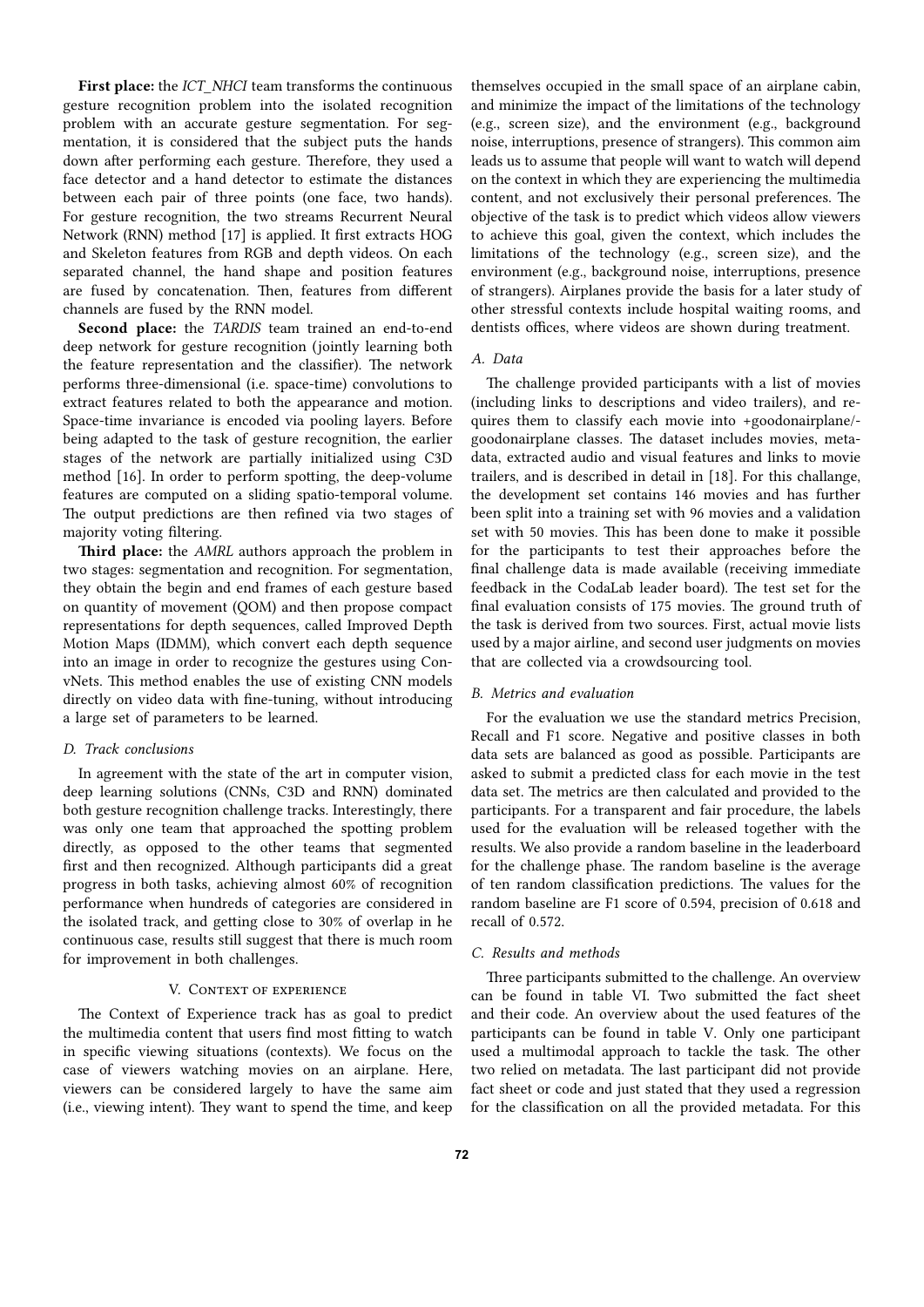**First place:** the *ICT_NHCI* team transforms the continuous gesture recognition problem into the isolated recognition problem with an accurate gesture segmentation. For segmentation, it is considered that the subject puts the hands down after performing each gesture. Therefore, they used a face detector and a hand detector to estimate the distances between each pair of three points (one face, two hands). For gesture recognition, the two streams Recurrent Neural Network (RNN) method [17] is applied. It first extracts HOG and Skeleton features from RGB and depth videos. On each separated channel, the hand shape and position features are fused by concatenation. Then, features from different channels are fused by the RNN model.

**Second place:** the *TARDIS* team trained an end-to-end deep network for gesture recognition (jointly learning both the feature representation and the classifier). The network performs three-dimensional (i.e. space-time) convolutions to extract features related to both the appearance and motion. Space-time invariance is encoded via pooling layers. Before being adapted to the task of gesture recognition, the earlier stages of the network are partially initialized using C3D method [16]. In order to perform spotting, the deep-volume features are computed on a sliding spatio-temporal volume. The output predictions are then refined via two stages of majority voting filtering.

**Third place:** the *AMRL* authors approach the problem in two stages: segmentation and recognition. For segmentation, they obtain the begin and end frames of each gesture based on quantity of movement (QOM) and then propose compact representations for depth sequences, called Improved Depth Motion Maps (IDMM), which convert each depth sequence into an image in order to recognize the gestures using ConvNets. This method enables the use of existing CNN models directly on video data with fine-tuning, without introducing a large set of parameters to be learned.

### D. Track conclusions

In agreement with the state of the art in computer vision, deep learning solutions (CNNs, C3D and RNN) dominated both gesture recognition challenge tracks. Interestingly, there was only one team that approached the spotting problem directly, as opposed to the other teams that segmented first and then recognized. Although participants did a great progress in both tasks, achieving almost 60% of recognition performance when hundreds of categories are considered in the isolated track, and getting close to 30% of overlap in he continuous case, results still suggest that there is much room for improvement in both challenges.

## V. Context of experience

The Context of Experience track has as goal to predict the multimedia content that users find most fitting to watch in specific viewing situations (contexts). We focus on the case of viewers watching movies on an airplane. Here, viewers can be considered largely to have the same aim (i.e., viewing intent). They want to spend the time, and keep themselves occupied in the small space of an airplane cabin, and minimize the impact of the limitations of the technology (e.g., screen size), and the environment (e.g., background noise, interruptions, presence of strangers). This common aim leads us to assume that people will want to watch will depend on the context in which they are experiencing the multimedia content, and not exclusively their personal preferences. The objective of the task is to predict which videos allow viewers to achieve this goal, given the context, which includes the limitations of the technology (e.g., screen size), and the environment (e.g., background noise, interruptions, presence of strangers). Airplanes provide the basis for a later study of other stressful contexts include hospital waiting rooms, and dentists offices, where videos are shown during treatment.

### A. Data

The challenge provided participants with a list of movies (including links to descriptions and video trailers), and requires them to classify each movie into +goodonairplane/-goodonairplane classes. The dataset includes movies, metadata, extracted audio and visual features and links to movie trailers, and is described in detail in [18]. For this challange, the development set contains 146 movies and has further been split into a training set with 96 movies and a validation set with 50 movies. This has been done to make it possible for the participants to test their approaches before the final challenge data is made available (receiving immediate feedback in the CodaLab leader board). The test set for the final evaluation consists of 175 movies. The ground truth of the task is derived from two sources. First, actual movie lists used by a major airline, and second user judgments on movies that are collected via a crowdsourcing tool.

### B. Metrics and evaluation

For the evaluation we use the standard metrics Precision, Recall and F1 score. Negative and positive classes in both data sets are balanced as good as possible. Participants are asked to submit a predicted class for each movie in the test data set. The metrics are then calculated and provided to the participants. For a transparent and fair procedure, the labels used for the evaluation will be released together with the results. We also provide a random baseline in the leaderboard for the challenge phase. The random baseline is the average of ten random classification predictions. The values for the random baseline are F1 score of 0.594, precision of 0.618 and recall of 0.572.

### C. Results and methods

Three participants submitted to the challenge. An overview can be found in table VI. Two submitted the fact sheet and their code. An overview about the used features of the participants can be found in table V. Only one participant used a multimodal approach to tackle the task. The other two relied on metadata. The last participant did not provide fact sheet or code and just stated that they used a regression for the classification on all the provided metadata. For this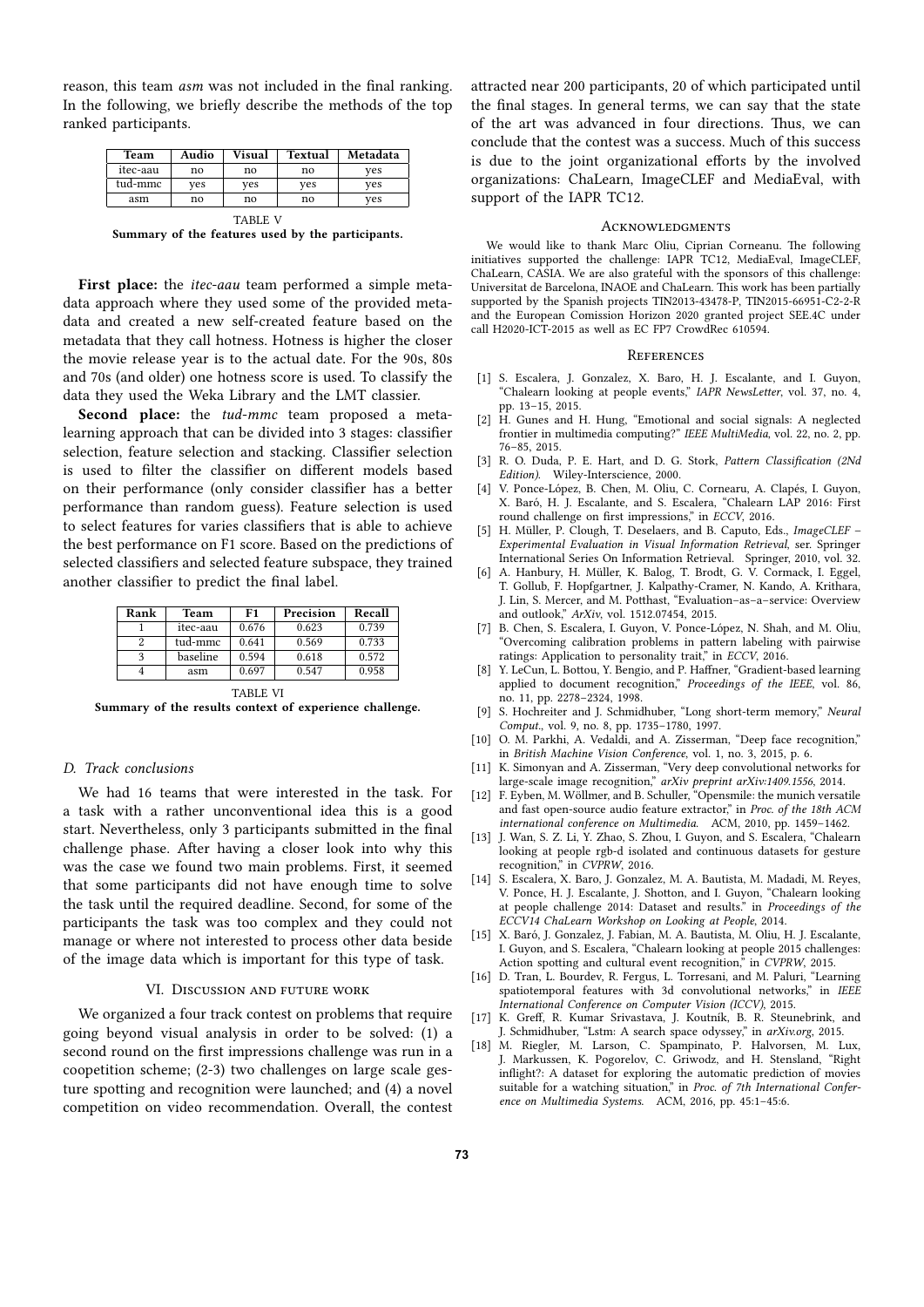reason, this team *asm* was not included in the final ranking. In the following, we briefly describe the methods of the top ranked participants.

| Team | Audio | Visual | Textual | Metadata |
|---|---|---|---|---|
| itec-aau | no | no | no | yes |
| tud-mmc | yes | yes | yes | yes |
| asm | no | no | no | yes |

TABLE V
**Summary of the features used by the participants.**

**First place:** the *itec-aau* team performed a simple metadata approach where they used some of the provided metadata and created a new self-created feature based on the metadata that they call hotness. Hotness is higher the closer the movie release year is to the actual date. For the 90s, 80s and 70s (and older) one hotness score is used. To classify the data they used the Weka Library and the LMT classier.

**Second place:** the *tud-mmc* team proposed a meta-learning approach that can be divided into 3 stages: classifier selection, feature selection and stacking. Classifier selection is used to filter the classifier on different models based on their performance (only consider classifier has a better performance than random guess). Feature selection is used to select features for varies classifiers that is able to achieve the best performance on F1 score. Based on the predictions of selected classifiers and selected feature subspace, they trained another classifier to predict the final label.

| Rank | Team | F1 | Precision | Recall |
|---|---|---|---|---|
| 1 | itec-aau | 0.676 | 0.623 | 0.739 |
| 2 | tud-mmc | 0.641 | 0.569 | 0.733 |
| 3 | baseline | 0.594 | 0.618 | 0.572 |
| 4 | asm | 0.697 | 0.547 | 0.958 |

TABLE VI
**Summary of the results context of experience challenge.**

### D. Track conclusions

We had 16 teams that were interested in the task. For a task with a rather unconventional idea this is a good start. Nevertheless, only 3 participants submitted in the final challenge phase. After having a closer look into why this was the case we found two main problems. First, it seemed that some participants did not have enough time to solve the task until the required deadline. Second, for some of the participants the task was too complex and they could not manage or where not interested to process other data beside of the image data which is important for this type of task.

## VI. Discussion and future work

We organized a four track contest on problems that require going beyond visual analysis in order to be solved: (1) a second round on the first impressions challenge was run in a coopetition scheme; (2-3) two challenges on large scale gesture spotting and recognition were launched; and (4) a novel competition on video recommendation. Overall, the contest attracted near 200 participants, 20 of which participated until the final stages. In general terms, we can say that the state of the art was advanced in four directions. Thus, we can conclude that the contest was a success. Much of this success is due to the joint organizational efforts by the involved organizations: ChaLearn, ImageCLEF and MediaEval, with support of the IAPR TC12.

## Acknowledgments

We would like to thank Marc Oliu, Ciprian Corneanu. The following initiatives supported the challenge: IAPR TC12, MediaEval, ImageCLEF, ChaLearn, CASIA. We are also grateful with the sponsors of this challenge: Universitat de Barcelona, INAOE and ChaLearn. This work has been partially supported by the Spanish projects TIN2013-43478-P, TIN2015-66951-C2-2-R and the European Comission Horizon 2020 granted project SEE.4C under call H2020-ICT-2015 as well as EC FP7 CrowdRec 610594.

## References

[1] S. Escalera, J. Gonzalez, X. Baro, H. J. Escalante, and I. Guyon, "Chalearn looking at people events," *IAPR NewsLetter*, vol. 37, no. 4, pp. 13–15, 2015.

[2] H. Gunes and H. Hung, "Emotional and social signals: A neglected frontier in multimedia computing?" *IEEE MultiMedia*, vol. 22, no. 2, pp. 76–85, 2015.

[3] R. O. Duda, P. E. Hart, and D. G. Stork, *Pattern Classification (2Nd Edition)*. Wiley-Interscience, 2000.

[4] V. Ponce-López, B. Chen, M. Oliu, C. Cornearu, A. Clapés, I. Guyon, X. Baró, H. J. Escalante, and S. Escalera, "Chalearn LAP 2016: First round challenge on first impressions," in *ECCV*, 2016.

[5] H. Müller, P. Clough, T. Deselaers, and B. Caputo, Eds., *ImageCLEF – Experimental Evaluation in Visual Information Retrieval*, ser. Springer International Series On Information Retrieval. Springer, 2010, vol. 32.

[6] A. Hanbury, H. Müller, K. Balog, T. Brodt, G. V. Cormack, I. Eggel, T. Gollub, F. Hopfgartner, J. Kalpathy-Cramer, N. Kando, A. Krithara, J. Lin, S. Mercer, and M. Potthast, "Evaluation–as–a–service: Overview and outlook," *ArXiv*, vol. 1512.07454, 2015.

[7] B. Chen, S. Escalera, I. Guyon, V. Ponce-López, N. Shah, and M. Oliu, "Overcoming calibration problems in pattern labeling with pairwise ratings: Application to personality trait," in *ECCV*, 2016.

[8] Y. LeCun, L. Bottou, Y. Bengio, and P. Haffner, "Gradient-based learning applied to document recognition," *Proceedings of the IEEE*, vol. 86, no. 11, pp. 2278–2324, 1998.

[9] S. Hochreiter and J. Schmidhuber, "Long short-term memory," *Neural Comput.*, vol. 9, no. 8, pp. 1735–1780, 1997.

[10] O. M. Parkhi, A. Vedaldi, and A. Zisserman, "Deep face recognition," in *British Machine Vision Conference*, vol. 1, no. 3, 2015, p. 6.

[11] K. Simonyan and A. Zisserman, "Very deep convolutional networks for large-scale image recognition," *arXiv preprint arXiv:1409.1556*, 2014.

[12] F. Eyben, M. Wöllmer, and B. Schuller, "Opensmile: the munich versatile and fast open-source audio feature extractor," in *Proc. of the 18th ACM international conference on Multimedia*. ACM, 2010, pp. 1459–1462.

[13] J. Wan, S. Z. Li, Y. Zhao, S. Zhou, I. Guyon, and S. Escalera, "Chalearn looking at people rgb-d isolated and continuous datasets for gesture recognition," in *CVPRW*, 2016.

[14] S. Escalera, X. Baro, J. Gonzalez, M. A. Bautista, M. Madadi, M. Reyes, V. Ponce, H. J. Escalante, J. Shotton, and I. Guyon, "Chalearn looking at people challenge 2014: Dataset and results." in *Proceedings of the ECCV14 ChaLearn Workshop on Looking at People*, 2014.

[15] X. Baró, J. Gonzalez, J. Fabian, M. A. Bautista, M. Oliu, H. J. Escalante, I. Guyon, and S. Escalera, "Chalearn looking at people 2015 challenges: Action spotting and cultural event recognition," in *CVPRW*, 2015.

[16] D. Tran, L. Bourdev, R. Fergus, L. Torresani, and M. Paluri, "Learning spatiotemporal features with 3d convolutional networks," in *IEEE International Conference on Computer Vision (ICCV)*, 2015.

[17] K. Greff, R. Kumar Srivastava, J. Koutník, B. R. Steunebrink, and J. Schmidhuber, "Lstm: A search space odyssey," in *arXiv.org*, 2015.

[18] M. Riegler, M. Larson, C. Spampinato, P. Halvorsen, M. Lux, J. Markussen, K. Pogorelov, C. Griwodz, and H. Stensland, "Right inflight?: A dataset for exploring the automatic prediction of movies suitable for a watching situation," in *Proc. of 7th International Conference on Multimedia Systems*. ACM, 2016, pp. 45:1–45:6.